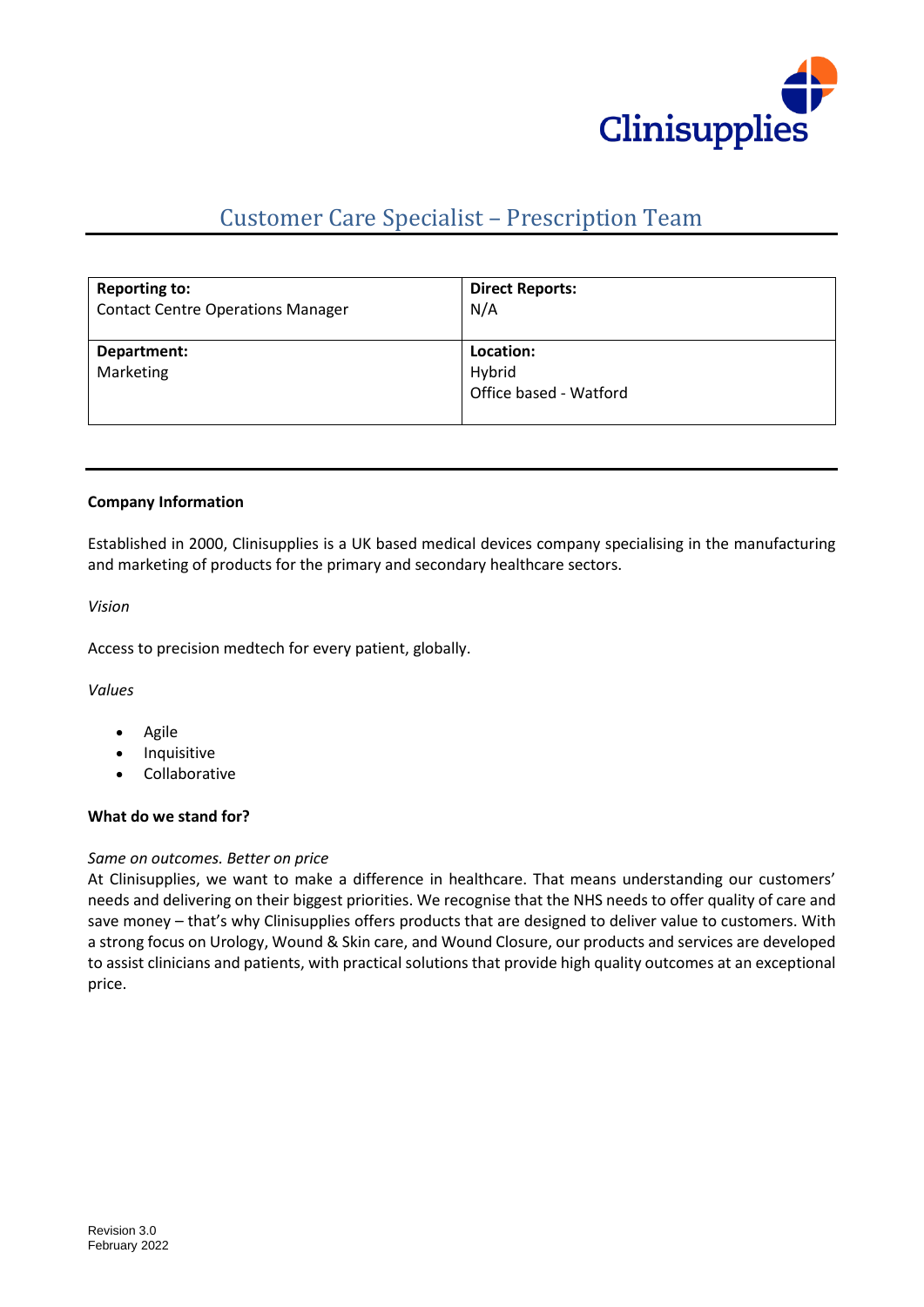# Customer Care Specialist – Prescription Team

| **Reporting to:**<br>Contact Centre Operations Manager | **Direct Reports:**<br>N/A |
|---|---|
| **Department:**<br>Marketing | **Location:**<br>Hybrid<br>Office based - Watford |

**Company Information**

Established in 2000, Clinisupplies is a UK based medical devices company specialising in the manufacturing and marketing of products for the primary and secondary healthcare sectors.

*Vision*

Access to precision medtech for every patient, globally.

*Values*

- Agile
- Inquisitive
- Collaborative

**What do we stand for?**

*Same on outcomes. Better on price*

At Clinisupplies, we want to make a difference in healthcare. That means understanding our customers' needs and delivering on their biggest priorities. We recognise that the NHS needs to offer quality of care and save money – that's why Clinisupplies offers products that are designed to deliver value to customers. With a strong focus on Urology, Wound & Skin care, and Wound Closure, our products and services are developed to assist clinicians and patients, with practical solutions that provide high quality outcomes at an exceptional price.

Revision 3.0
February 2022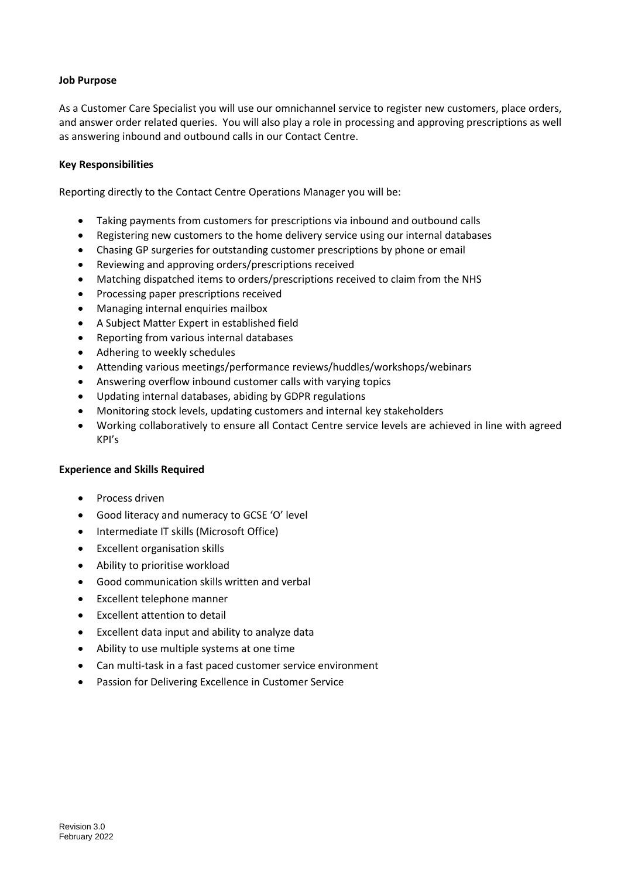**Job Purpose**

As a Customer Care Specialist you will use our omnichannel service to register new customers, place orders, and answer order related queries. You will also play a role in processing and approving prescriptions as well as answering inbound and outbound calls in our Contact Centre.

**Key Responsibilities**

Reporting directly to the Contact Centre Operations Manager you will be:

- Taking payments from customers for prescriptions via inbound and outbound calls
- Registering new customers to the home delivery service using our internal databases
- Chasing GP surgeries for outstanding customer prescriptions by phone or email
- Reviewing and approving orders/prescriptions received
- Matching dispatched items to orders/prescriptions received to claim from the NHS
- Processing paper prescriptions received
- Managing internal enquiries mailbox
- A Subject Matter Expert in established field
- Reporting from various internal databases
- Adhering to weekly schedules
- Attending various meetings/performance reviews/huddles/workshops/webinars
- Answering overflow inbound customer calls with varying topics
- Updating internal databases, abiding by GDPR regulations
- Monitoring stock levels, updating customers and internal key stakeholders
- Working collaboratively to ensure all Contact Centre service levels are achieved in line with agreed KPI's

**Experience and Skills Required**

- Process driven
- Good literacy and numeracy to GCSE 'O' level
- Intermediate IT skills (Microsoft Office)
- Excellent organisation skills
- Ability to prioritise workload
- Good communication skills written and verbal
- Excellent telephone manner
- Excellent attention to detail
- Excellent data input and ability to analyze data
- Ability to use multiple systems at one time
- Can multi-task in a fast paced customer service environment
- Passion for Delivering Excellence in Customer Service

Revision 3.0
February 2022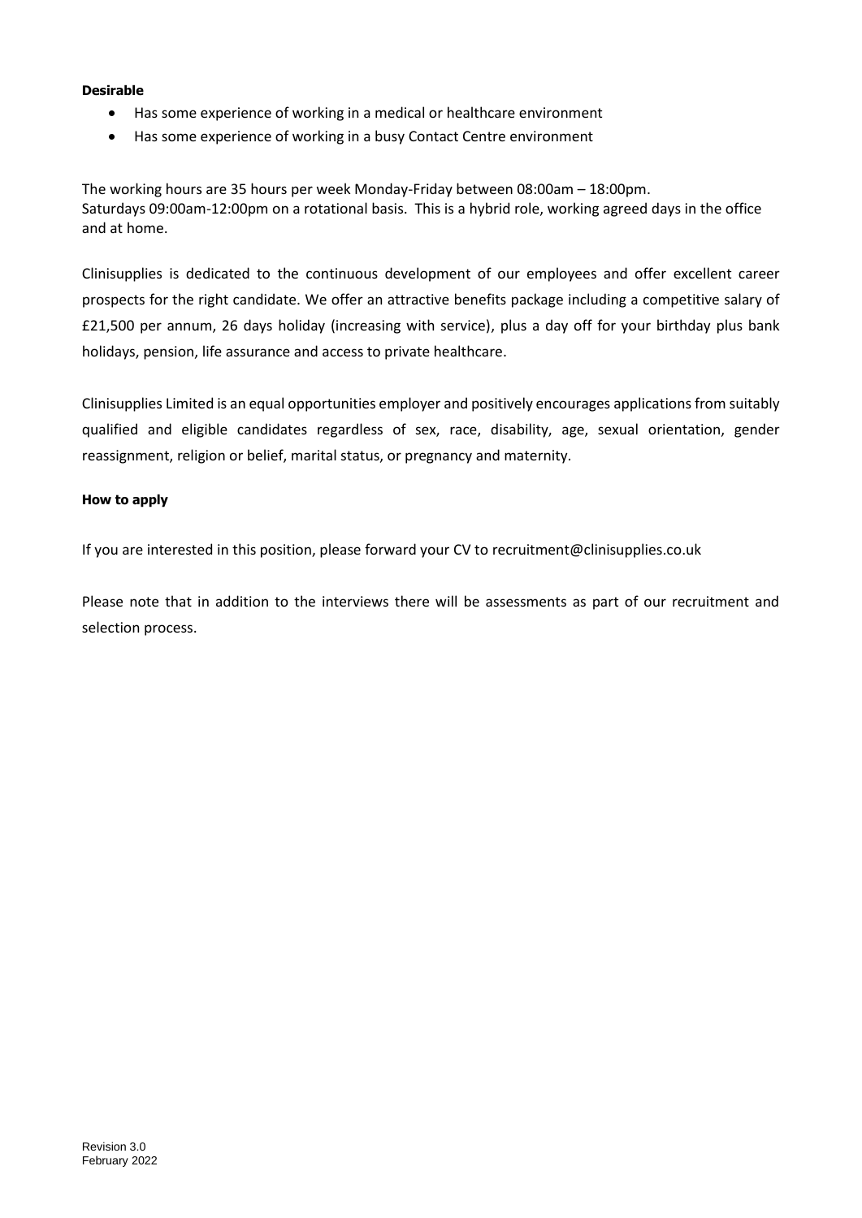**Desirable**

- Has some experience of working in a medical or healthcare environment
- Has some experience of working in a busy Contact Centre environment

The working hours are 35 hours per week Monday-Friday between 08:00am – 18:00pm.
Saturdays 09:00am-12:00pm on a rotational basis. This is a hybrid role, working agreed days in the office and at home.

Clinisupplies is dedicated to the continuous development of our employees and offer excellent career prospects for the right candidate. We offer an attractive benefits package including a competitive salary of £21,500 per annum, 26 days holiday (increasing with service), plus a day off for your birthday plus bank holidays, pension, life assurance and access to private healthcare.

Clinisupplies Limited is an equal opportunities employer and positively encourages applications from suitably qualified and eligible candidates regardless of sex, race, disability, age, sexual orientation, gender reassignment, religion or belief, marital status, or pregnancy and maternity.

**How to apply**

If you are interested in this position, please forward your CV to recruitment@clinisupplies.co.uk

Please note that in addition to the interviews there will be assessments as part of our recruitment and selection process.

Revision 3.0
February 2022